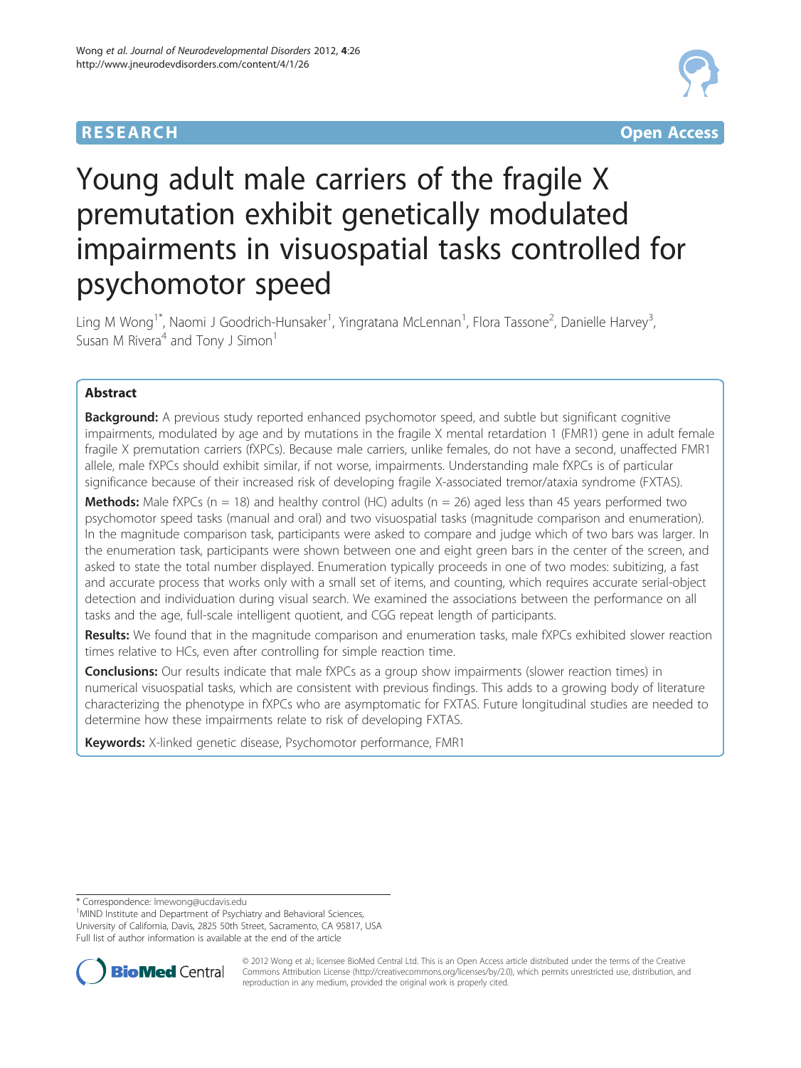RESEARCH Open Access

# Young adult male carriers of the fragile X premutation exhibit genetically modulated impairments in visuospatial tasks controlled for psychomotor speed

Ling M Wong[1*], Naomi J Goodrich-Hunsaker[1], Yingratana McLennan[1], Flora Tassone[2], Danielle Harvey[3], Susan M Rivera[4] and Tony J Simon[1]

## Abstract

**Background:** A previous study reported enhanced psychomotor speed, and subtle but significant cognitive impairments, modulated by age and by mutations in the fragile X mental retardation 1 (FMR1) gene in adult female fragile X premutation carriers (fXPCs). Because male carriers, unlike females, do not have a second, unaffected FMR1 allele, male fXPCs should exhibit similar, if not worse, impairments. Understanding male fXPCs is of particular significance because of their increased risk of developing fragile X-associated tremor/ataxia syndrome (FXTAS).

**Methods:** Male fXPCs (n = 18) and healthy control (HC) adults (n = 26) aged less than 45 years performed two psychomotor speed tasks (manual and oral) and two visuospatial tasks (magnitude comparison and enumeration). In the magnitude comparison task, participants were asked to compare and judge which of two bars was larger. In the enumeration task, participants were shown between one and eight green bars in the center of the screen, and asked to state the total number displayed. Enumeration typically proceeds in one of two modes: subitizing, a fast and accurate process that works only with a small set of items, and counting, which requires accurate serial-object detection and individuation during visual search. We examined the associations between the performance on all tasks and the age, full-scale intelligent quotient, and CGG repeat length of participants.

**Results:** We found that in the magnitude comparison and enumeration tasks, male fXPCs exhibited slower reaction times relative to HCs, even after controlling for simple reaction time.

**Conclusions:** Our results indicate that male fXPCs as a group show impairments (slower reaction times) in numerical visuospatial tasks, which are consistent with previous findings. This adds to a growing body of literature characterizing the phenotype in fXPCs who are asymptomatic for FXTAS. Future longitudinal studies are needed to determine how these impairments relate to risk of developing FXTAS.

**Keywords:** X-linked genetic disease, Psychomotor performance, FMR1

---

\* Correspondence: lmewong@ucdavis.edu
[1]MIND Institute and Department of Psychiatry and Behavioral Sciences, University of California, Davis, 2825 50th Street, Sacramento, CA 95817, USA
Full list of author information is available at the end of the article

© 2012 Wong et al.; licensee BioMed Central Ltd. This is an Open Access article distributed under the terms of the Creative Commons Attribution License (http://creativecommons.org/licenses/by/2.0), which permits unrestricted use, distribution, and reproduction in any medium, provided the original work is properly cited.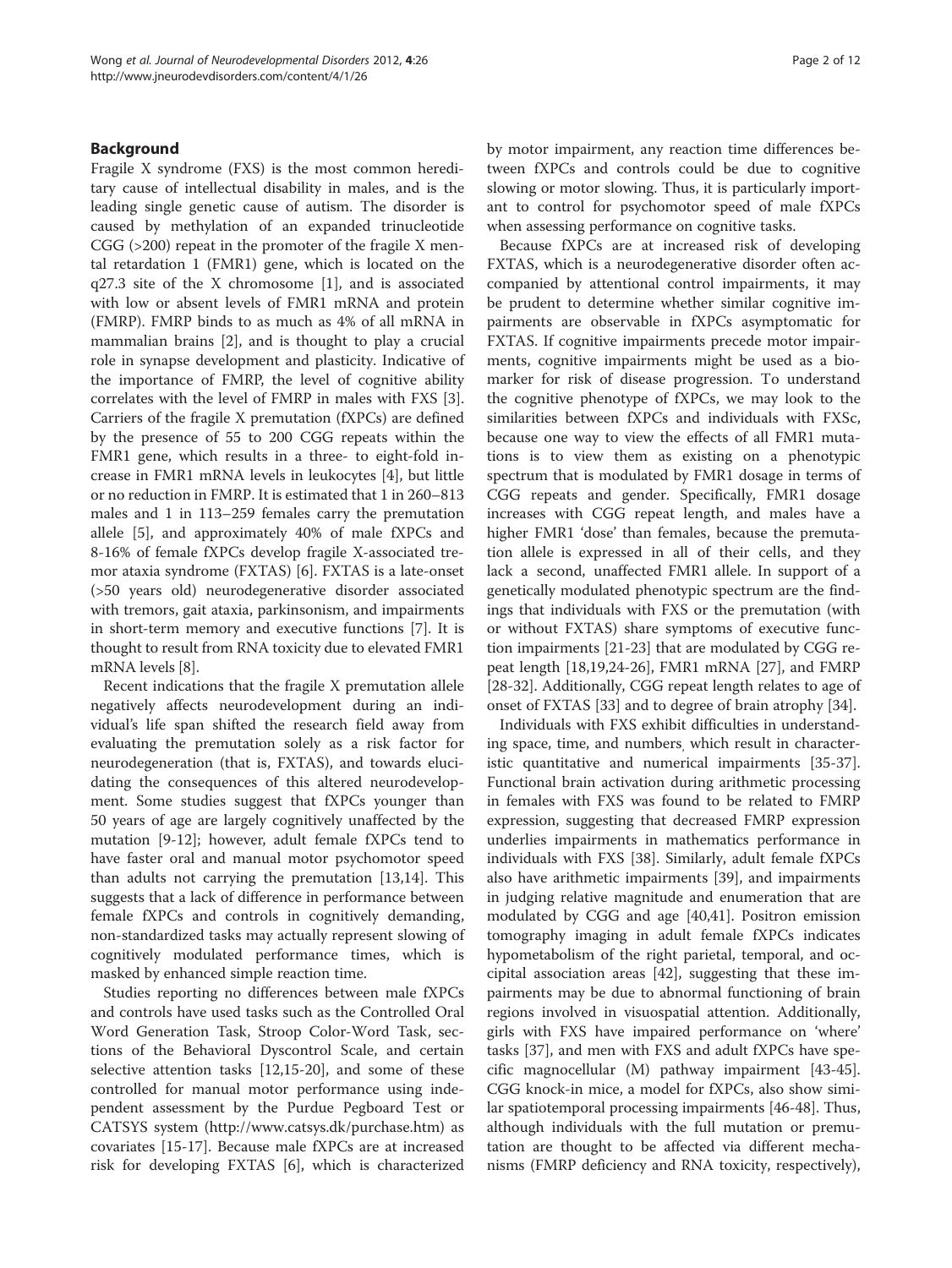## Background

Fragile X syndrome (FXS) is the most common hereditary cause of intellectual disability in males, and is the leading single genetic cause of autism. The disorder is caused by methylation of an expanded trinucleotide CGG (>200) repeat in the promoter of the fragile X mental retardation 1 (FMR1) gene, which is located on the q27.3 site of the X chromosome [1], and is associated with low or absent levels of FMR1 mRNA and protein (FMRP). FMRP binds to as much as 4% of all mRNA in mammalian brains [2], and is thought to play a crucial role in synapse development and plasticity. Indicative of the importance of FMRP, the level of cognitive ability correlates with the level of FMRP in males with FXS [3]. Carriers of the fragile X premutation (fXPCs) are defined by the presence of 55 to 200 CGG repeats within the FMR1 gene, which results in a three- to eight-fold increase in FMR1 mRNA levels in leukocytes [4], but little or no reduction in FMRP. It is estimated that 1 in 260–813 males and 1 in 113–259 females carry the premutation allele [5], and approximately 40% of male fXPCs and 8-16% of female fXPCs develop fragile X-associated tremor ataxia syndrome (FXTAS) [6]. FXTAS is a late-onset (>50 years old) neurodegenerative disorder associated with tremors, gait ataxia, parkinsonism, and impairments in short-term memory and executive functions [7]. It is thought to result from RNA toxicity due to elevated FMR1 mRNA levels [8].

Recent indications that the fragile X premutation allele negatively affects neurodevelopment during an individual's life span shifted the research field away from evaluating the premutation solely as a risk factor for neurodegeneration (that is, FXTAS), and towards elucidating the consequences of this altered neurodevelopment. Some studies suggest that fXPCs younger than 50 years of age are largely cognitively unaffected by the mutation [9-12]; however, adult female fXPCs tend to have faster oral and manual motor psychomotor speed than adults not carrying the premutation [13,14]. This suggests that a lack of difference in performance between female fXPCs and controls in cognitively demanding, non-standardized tasks may actually represent slowing of cognitively modulated performance times, which is masked by enhanced simple reaction time.

Studies reporting no differences between male fXPCs and controls have used tasks such as the Controlled Oral Word Generation Task, Stroop Color-Word Task, sections of the Behavioral Dyscontrol Scale, and certain selective attention tasks [12,15-20], and some of these controlled for manual motor performance using independent assessment by the Purdue Pegboard Test or CATSYS system (http://www.catsys.dk/purchase.htm) as covariates [15-17]. Because male fXPCs are at increased risk for developing FXTAS [6], which is characterized by motor impairment, any reaction time differences between fXPCs and controls could be due to cognitive slowing or motor slowing. Thus, it is particularly important to control for psychomotor speed of male fXPCs when assessing performance on cognitive tasks.

Because fXPCs are at increased risk of developing FXTAS, which is a neurodegenerative disorder often accompanied by attentional control impairments, it may be prudent to determine whether similar cognitive impairments are observable in fXPCs asymptomatic for FXTAS. If cognitive impairments precede motor impairments, cognitive impairments might be used as a biomarker for risk of disease progression. To understand the cognitive phenotype of fXPCs, we may look to the similarities between fXPCs and individuals with FXSc, because one way to view the effects of all FMR1 mutations is to view them as existing on a phenotypic spectrum that is modulated by FMR1 dosage in terms of CGG repeats and gender. Specifically, FMR1 dosage increases with CGG repeat length, and males have a higher FMR1 'dose' than females, because the premutation allele is expressed in all of their cells, and they lack a second, unaffected FMR1 allele. In support of a genetically modulated phenotypic spectrum are the findings that individuals with FXS or the premutation (with or without FXTAS) share symptoms of executive function impairments [21-23] that are modulated by CGG repeat length [18,19,24-26], FMR1 mRNA [27], and FMRP [28-32]. Additionally, CGG repeat length relates to age of onset of FXTAS [33] and to degree of brain atrophy [34].

Individuals with FXS exhibit difficulties in understanding space, time, and numbers, which result in characteristic quantitative and numerical impairments [35-37]. Functional brain activation during arithmetic processing in females with FXS was found to be related to FMRP expression, suggesting that decreased FMRP expression underlies impairments in mathematics performance in individuals with FXS [38]. Similarly, adult female fXPCs also have arithmetic impairments [39], and impairments in judging relative magnitude and enumeration that are modulated by CGG and age [40,41]. Positron emission tomography imaging in adult female fXPCs indicates hypometabolism of the right parietal, temporal, and occipital association areas [42], suggesting that these impairments may be due to abnormal functioning of brain regions involved in visuospatial attention. Additionally, girls with FXS have impaired performance on 'where' tasks [37], and men with FXS and adult fXPCs have specific magnocellular (M) pathway impairment [43-45]. CGG knock-in mice, a model for fXPCs, also show similar spatiotemporal processing impairments [46-48]. Thus, although individuals with the full mutation or premutation are thought to be affected via different mechanisms (FMRP deficiency and RNA toxicity, respectively),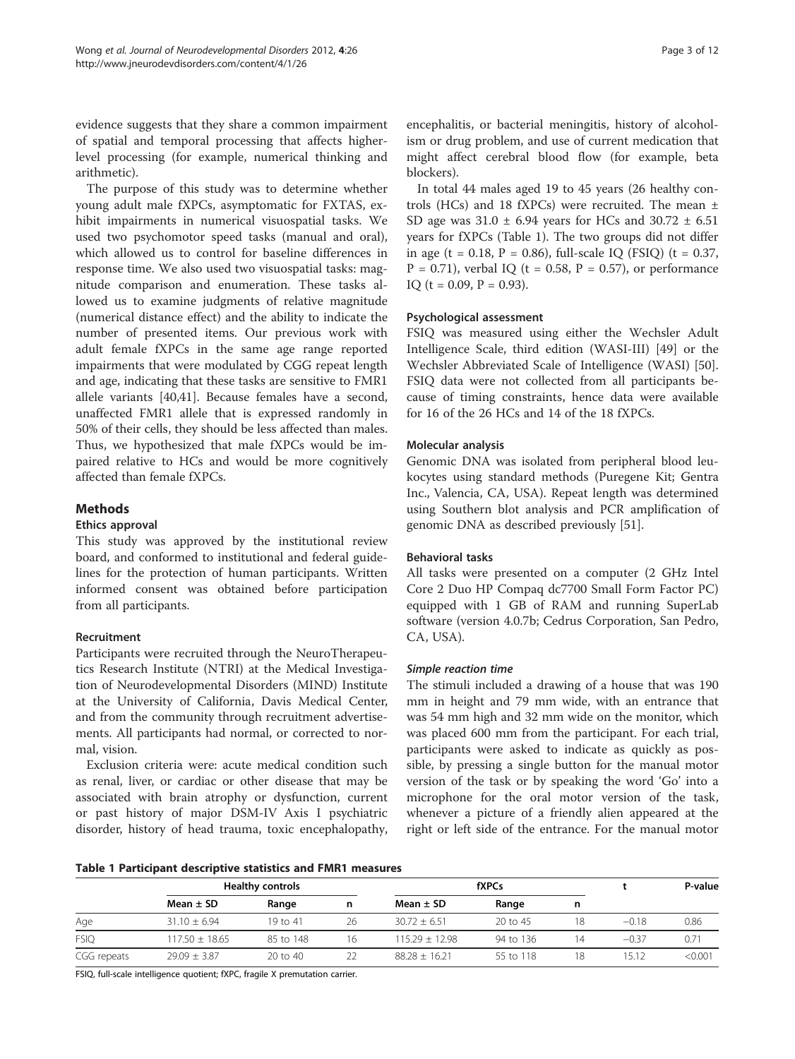evidence suggests that they share a common impairment of spatial and temporal processing that affects higher-level processing (for example, numerical thinking and arithmetic).

The purpose of this study was to determine whether young adult male fXPCs, asymptomatic for FXTAS, exhibit impairments in numerical visuospatial tasks. We used two psychomotor speed tasks (manual and oral), which allowed us to control for baseline differences in response time. We also used two visuospatial tasks: magnitude comparison and enumeration. These tasks allowed us to examine judgments of relative magnitude (numerical distance effect) and the ability to indicate the number of presented items. Our previous work with adult female fXPCs in the same age range reported impairments that were modulated by CGG repeat length and age, indicating that these tasks are sensitive to FMR1 allele variants [40,41]. Because females have a second, unaffected FMR1 allele that is expressed randomly in 50% of their cells, they should be less affected than males. Thus, we hypothesized that male fXPCs would be impaired relative to HCs and would be more cognitively affected than female fXPCs.

## Methods

### Ethics approval

This study was approved by the institutional review board, and conformed to institutional and federal guidelines for the protection of human participants. Written informed consent was obtained before participation from all participants.

### Recruitment

Participants were recruited through the NeuroTherapeutics Research Institute (NTRI) at the Medical Investigation of Neurodevelopmental Disorders (MIND) Institute at the University of California, Davis Medical Center, and from the community through recruitment advertisements. All participants had normal, or corrected to normal, vision.

Exclusion criteria were: acute medical condition such as renal, liver, or cardiac or other disease that may be associated with brain atrophy or dysfunction, current or past history of major DSM-IV Axis I psychiatric disorder, history of head trauma, toxic encephalopathy, encephalitis, or bacterial meningitis, history of alcoholism or drug problem, and use of current medication that might affect cerebral blood flow (for example, beta blockers).

In total 44 males aged 19 to 45 years (26 healthy controls (HCs) and 18 fXPCs) were recruited. The mean ± SD age was 31.0 ± 6.94 years for HCs and 30.72 ± 6.51 years for fXPCs (Table 1). The two groups did not differ in age ($t = 0.18$, $P = 0.86$), full-scale IQ (FSIQ) ($t = 0.37$, $P = 0.71$), verbal IQ ($t = 0.58$, $P = 0.57$), or performance IQ ($t = 0.09$, $P = 0.93$).

### Psychological assessment

FSIQ was measured using either the Wechsler Adult Intelligence Scale, third edition (WASI-III) [49] or the Wechsler Abbreviated Scale of Intelligence (WASI) [50]. FSIQ data were not collected from all participants because of timing constraints, hence data were available for 16 of the 26 HCs and 14 of the 18 fXPCs.

### Molecular analysis

Genomic DNA was isolated from peripheral blood leukocytes using standard methods (Puregene Kit; Gentra Inc., Valencia, CA, USA). Repeat length was determined using Southern blot analysis and PCR amplification of genomic DNA as described previously [51].

### Behavioral tasks

All tasks were presented on a computer (2 GHz Intel Core 2 Duo HP Compaq dc7700 Small Form Factor PC) equipped with 1 GB of RAM and running SuperLab software (version 4.0.7b; Cedrus Corporation, San Pedro, CA, USA).

#### *Simple reaction time*

The stimuli included a drawing of a house that was 190 mm in height and 79 mm wide, with an entrance that was 54 mm high and 32 mm wide on the monitor, which was placed 600 mm from the participant. For each trial, participants were asked to indicate as quickly as possible, by pressing a single button for the manual motor version of the task or by speaking the word 'Go' into a microphone for the oral motor version of the task, whenever a picture of a friendly alien appeared at the right or left side of the entrance. For the manual motor

**Table 1 Participant descriptive statistics and FMR1 measures**

| | Healthy controls | | | fXPCs | | | t | P-value |
|---|---|---|---|---|---|---|---|---|
| | Mean ± SD | Range | n | Mean ± SD | Range | n | | |
| Age | 31.10 ± 6.94 | 19 to 41 | 26 | 30.72 ± 6.51 | 20 to 45 | 18 | −0.18 | 0.86 |
| FSIQ | 117.50 ± 18.65 | 85 to 148 | 16 | 115.29 ± 12.98 | 94 to 136 | 14 | −0.37 | 0.71 |
| CGG repeats | 29.09 ± 3.87 | 20 to 40 | 22 | 88.28 ± 16.21 | 55 to 118 | 18 | 15.12 | <0.001 |

FSIQ, full-scale intelligence quotient; fXPC, fragile X premutation carrier.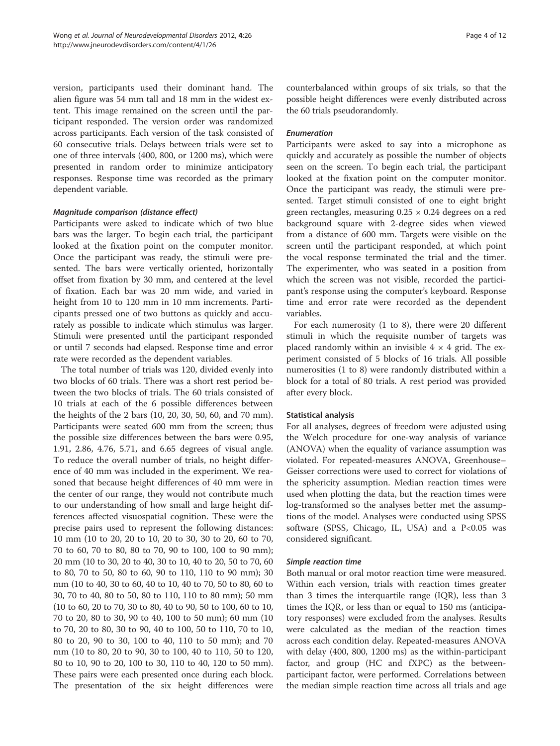version, participants used their dominant hand. The alien figure was 54 mm tall and 18 mm in the widest extent. This image remained on the screen until the participant responded. The version order was randomized across participants. Each version of the task consisted of 60 consecutive trials. Delays between trials were set to one of three intervals (400, 800, or 1200 ms), which were presented in random order to minimize anticipatory responses. Response time was recorded as the primary dependent variable.

#### *Magnitude comparison (distance effect)*

Participants were asked to indicate which of two blue bars was the larger. To begin each trial, the participant looked at the fixation point on the computer monitor. Once the participant was ready, the stimuli were presented. The bars were vertically oriented, horizontally offset from fixation by 30 mm, and centered at the level of fixation. Each bar was 20 mm wide, and varied in height from 10 to 120 mm in 10 mm increments. Participants pressed one of two buttons as quickly and accurately as possible to indicate which stimulus was larger. Stimuli were presented until the participant responded or until 7 seconds had elapsed. Response time and error rate were recorded as the dependent variables.

The total number of trials was 120, divided evenly into two blocks of 60 trials. There was a short rest period between the two blocks of trials. The 60 trials consisted of 10 trials at each of the 6 possible differences between the heights of the 2 bars (10, 20, 30, 50, 60, and 70 mm). Participants were seated 600 mm from the screen; thus the possible size differences between the bars were 0.95, 1.91, 2.86, 4.76, 5.71, and 6.65 degrees of visual angle. To reduce the overall number of trials, no height difference of 40 mm was included in the experiment. We reasoned that because height differences of 40 mm were in the center of our range, they would not contribute much to our understanding of how small and large height differences affected visuospatial cognition. These were the precise pairs used to represent the following distances: 10 mm (10 to 20, 20 to 10, 20 to 30, 30 to 20, 60 to 70, 70 to 60, 70 to 80, 80 to 70, 90 to 100, 100 to 90 mm); 20 mm (10 to 30, 20 to 40, 30 to 10, 40 to 20, 50 to 70, 60 to 80, 70 to 50, 80 to 60, 90 to 110, 110 to 90 mm); 30 mm (10 to 40, 30 to 60, 40 to 10, 40 to 70, 50 to 80, 60 to 30, 70 to 40, 80 to 50, 80 to 110, 110 to 80 mm); 50 mm (10 to 60, 20 to 70, 30 to 80, 40 to 90, 50 to 100, 60 to 10, 70 to 20, 80 to 30, 90 to 40, 100 to 50 mm); 60 mm (10 to 70, 20 to 80, 30 to 90, 40 to 100, 50 to 110, 70 to 10, 80 to 20, 90 to 30, 100 to 40, 110 to 50 mm); and 70 mm (10 to 80, 20 to 90, 30 to 100, 40 to 110, 50 to 120, 80 to 10, 90 to 20, 100 to 30, 110 to 40, 120 to 50 mm). These pairs were each presented once during each block. The presentation of the six height differences were counterbalanced within groups of six trials, so that the possible height differences were evenly distributed across the 60 trials pseudorandomly.

#### *Enumeration*

Participants were asked to say into a microphone as quickly and accurately as possible the number of objects seen on the screen. To begin each trial, the participant looked at the fixation point on the computer monitor. Once the participant was ready, the stimuli were presented. Target stimuli consisted of one to eight bright green rectangles, measuring $0.25 \times 0.24$ degrees on a red background square with 2-degree sides when viewed from a distance of 600 mm. Targets were visible on the screen until the participant responded, at which point the vocal response terminated the trial and the timer. The experimenter, who was seated in a position from which the screen was not visible, recorded the participant's response using the computer's keyboard. Response time and error rate were recorded as the dependent variables.

For each numerosity (1 to 8), there were 20 different stimuli in which the requisite number of targets was placed randomly within an invisible $4 \times 4$ grid. The experiment consisted of 5 blocks of 16 trials. All possible numerosities (1 to 8) were randomly distributed within a block for a total of 80 trials. A rest period was provided after every block.

### Statistical analysis

For all analyses, degrees of freedom were adjusted using the Welch procedure for one-way analysis of variance (ANOVA) when the equality of variance assumption was violated. For repeated-measures ANOVA, Greenhouse–Geisser corrections were used to correct for violations of the sphericity assumption. Median reaction times were used when plotting the data, but the reaction times were log-transformed so the analyses better met the assumptions of the model. Analyses were conducted using SPSS software (SPSS, Chicago, IL, USA) and a $P<0.05$ was considered significant.

#### *Simple reaction time*

Both manual or oral motor reaction time were measured. Within each version, trials with reaction times greater than 3 times the interquartile range (IQR), less than 3 times the IQR, or less than or equal to 150 ms (anticipatory responses) were excluded from the analyses. Results were calculated as the median of the reaction times across each condition delay. Repeated-measures ANOVA with delay (400, 800, 1200 ms) as the within-participant factor, and group (HC and fXPC) as the between-participant factor, were performed. Correlations between the median simple reaction time across all trials and age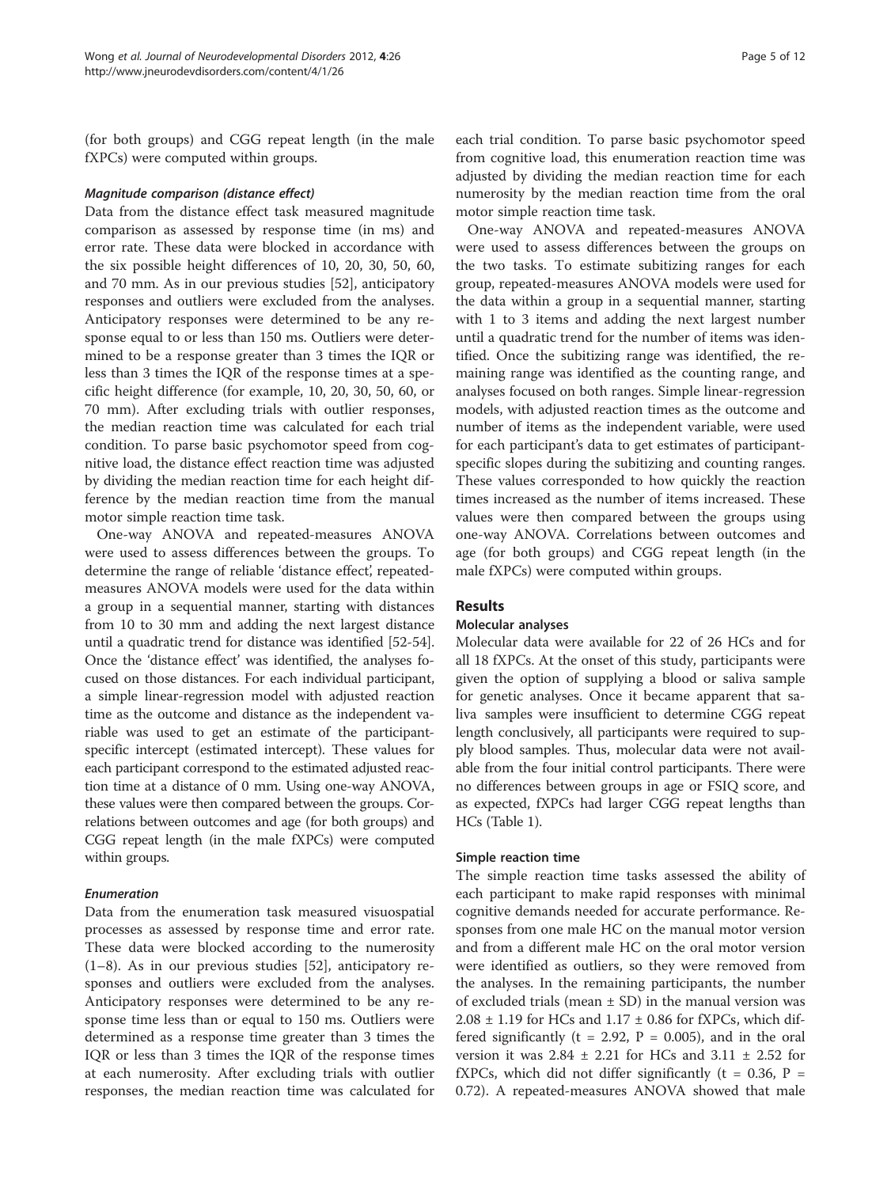(for both groups) and CGG repeat length (in the male fXPCs) were computed within groups.

#### *Magnitude comparison (distance effect)*

Data from the distance effect task measured magnitude comparison as assessed by response time (in ms) and error rate. These data were blocked in accordance with the six possible height differences of 10, 20, 30, 50, 60, and 70 mm. As in our previous studies [52], anticipatory responses and outliers were excluded from the analyses. Anticipatory responses were determined to be any response equal to or less than 150 ms. Outliers were determined to be a response greater than 3 times the IQR or less than 3 times the IQR of the response times at a specific height difference (for example, 10, 20, 30, 50, 60, or 70 mm). After excluding trials with outlier responses, the median reaction time was calculated for each trial condition. To parse basic psychomotor speed from cognitive load, the distance effect reaction time was adjusted by dividing the median reaction time for each height difference by the median reaction time from the manual motor simple reaction time task.

One-way ANOVA and repeated-measures ANOVA were used to assess differences between the groups. To determine the range of reliable 'distance effect', repeated-measures ANOVA models were used for the data within a group in a sequential manner, starting with distances from 10 to 30 mm and adding the next largest distance until a quadratic trend for distance was identified [52-54]. Once the 'distance effect' was identified, the analyses focused on those distances. For each individual participant, a simple linear-regression model with adjusted reaction time as the outcome and distance as the independent variable was used to get an estimate of the participant-specific intercept (estimated intercept). These values for each participant correspond to the estimated adjusted reaction time at a distance of 0 mm. Using one-way ANOVA, these values were then compared between the groups. Correlations between outcomes and age (for both groups) and CGG repeat length (in the male fXPCs) were computed within groups.

#### *Enumeration*

Data from the enumeration task measured visuospatial processes as assessed by response time and error rate. These data were blocked according to the numerosity (1–8). As in our previous studies [52], anticipatory responses and outliers were excluded from the analyses. Anticipatory responses were determined to be any response time less than or equal to 150 ms. Outliers were determined as a response time greater than 3 times the IQR or less than 3 times the IQR of the response times at each numerosity. After excluding trials with outlier responses, the median reaction time was calculated for each trial condition. To parse basic psychomotor speed from cognitive load, this enumeration reaction time was adjusted by dividing the median reaction time for each numerosity by the median reaction time from the oral motor simple reaction time task.

One-way ANOVA and repeated-measures ANOVA were used to assess differences between the groups on the two tasks. To estimate subitizing ranges for each group, repeated-measures ANOVA models were used for the data within a group in a sequential manner, starting with 1 to 3 items and adding the next largest number until a quadratic trend for the number of items was identified. Once the subitizing range was identified, the remaining range was identified as the counting range, and analyses focused on both ranges. Simple linear-regression models, with adjusted reaction times as the outcome and number of items as the independent variable, were used for each participant's data to get estimates of participant-specific slopes during the subitizing and counting ranges. These values corresponded to how quickly the reaction times increased as the number of items increased. These values were then compared between the groups using one-way ANOVA. Correlations between outcomes and age (for both groups) and CGG repeat length (in the male fXPCs) were computed within groups.

## Results

### Molecular analyses

Molecular data were available for 22 of 26 HCs and for all 18 fXPCs. At the onset of this study, participants were given the option of supplying a blood or saliva sample for genetic analyses. Once it became apparent that saliva samples were insufficient to determine CGG repeat length conclusively, all participants were required to supply blood samples. Thus, molecular data were not available from the four initial control participants. There were no differences between groups in age or FSIQ score, and as expected, fXPCs had larger CGG repeat lengths than HCs (Table 1).

### Simple reaction time

The simple reaction time tasks assessed the ability of each participant to make rapid responses with minimal cognitive demands needed for accurate performance. Responses from one male HC on the manual motor version and from a different male HC on the oral motor version were identified as outliers, so they were removed from the analyses. In the remaining participants, the number of excluded trials (mean ± SD) in the manual version was 2.08 ± 1.19 for HCs and 1.17 ± 0.86 for fXPCs, which differed significantly ($t = 2.92$, $P = 0.005$), and in the oral version it was 2.84 ± 2.21 for HCs and 3.11 ± 2.52 for fXPCs, which did not differ significantly ($t = 0.36$, $P = 0.72$). A repeated-measures ANOVA showed that male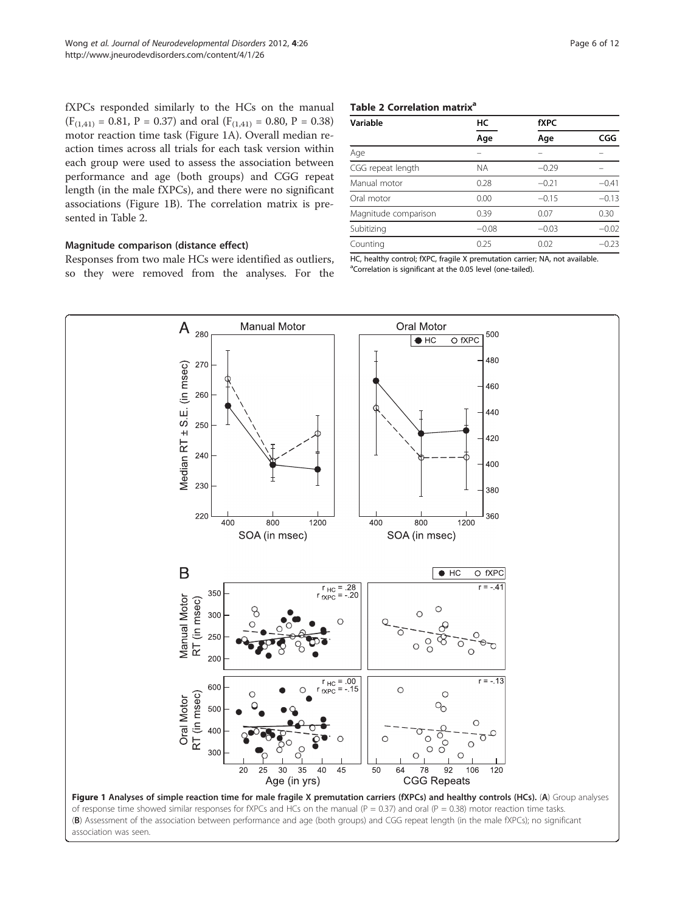fXPCs responded similarly to the HCs on the manual ($F_{(1,41)} = 0.81$, $P = 0.37$) and oral ($F_{(1,41)} = 0.80$, $P = 0.38$) motor reaction time task (Figure 1A). Overall median reaction times across all trials for each task version within each group were used to assess the association between performance and age (both groups) and CGG repeat length (in the male fXPCs), and there were no significant associations (Figure 1B). The correlation matrix is presented in Table 2.

### Magnitude comparison (distance effect)

Responses from two male HCs were identified as outliers, so they were removed from the analyses. For the

**Table 2 Correlation matrix[a]**

| Variable | HC | fXPC | |
|---|---|---|---|
| | Age | Age | CGG |
| Age | – | – | – |
| CGG repeat length | NA | −0.29 | – |
| Manual motor | 0.28 | −0.21 | −0.41 |
| Oral motor | 0.00 | −0.15 | −0.13 |
| Magnitude comparison | 0.39 | 0.07 | 0.30 |
| Subitizing | −0.08 | −0.03 | −0.02 |
| Counting | 0.25 | 0.02 | −0.23 |

HC, healthy control; fXPC, fragile X premutation carrier; NA, not available.
[a]Correlation is significant at the 0.05 level (one-tailed).

**Figure 1 Analyses of simple reaction time for male fragile X premutation carriers (fXPCs) and healthy controls (HCs).** (**A**) Group analyses of response time showed similar responses for fXPCs and HCs on the manual (P = 0.37) and oral (P = 0.38) motor reaction time tasks. (**B**) Assessment of the association between performance and age (both groups) and CGG repeat length (in the male fXPCs); no significant association was seen.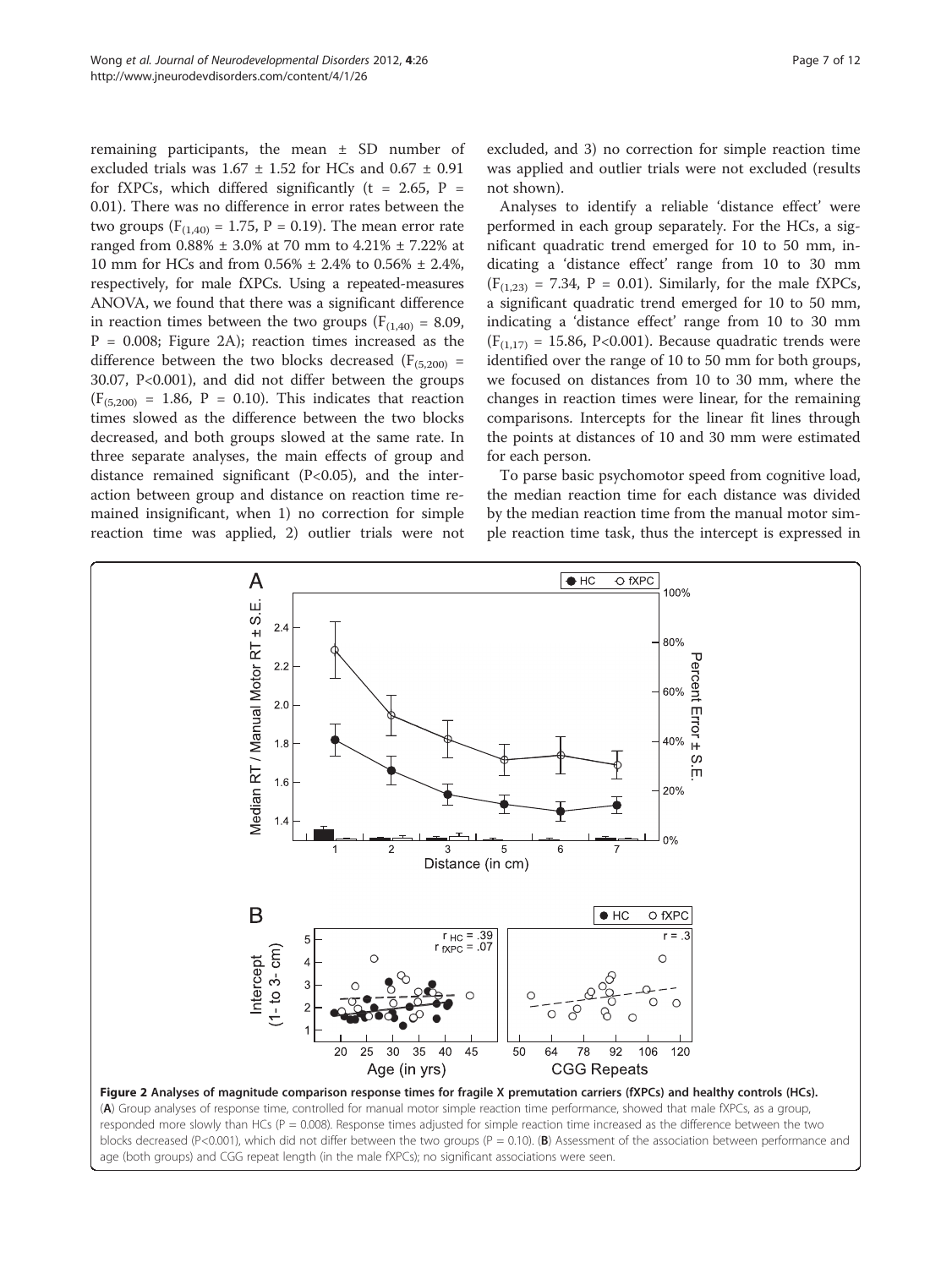remaining participants, the mean ± SD number of excluded trials was 1.67 ± 1.52 for HCs and 0.67 ± 0.91 for fXPCs, which differed significantly (t = 2.65, P = 0.01). There was no difference in error rates between the two groups ($F_{(1,40)}$ = 1.75, P = 0.19). The mean error rate ranged from 0.88% ± 3.0% at 70 mm to 4.21% ± 7.22% at 10 mm for HCs and from 0.56% ± 2.4% to 0.56% ± 2.4%, respectively, for male fXPCs. Using a repeated-measures ANOVA, we found that there was a significant difference in reaction times between the two groups ($F_{(1,40)}$ = 8.09, P = 0.008; Figure 2A); reaction times increased as the difference between the two blocks decreased ($F_{(5,200)}$ = 30.07, P<0.001), and did not differ between the groups ($F_{(5,200)}$ = 1.86, P = 0.10). This indicates that reaction times slowed as the difference between the two blocks decreased, and both groups slowed at the same rate. In three separate analyses, the main effects of group and distance remained significant (P<0.05), and the interaction between group and distance on reaction time remained insignificant, when 1) no correction for simple reaction time was applied, 2) outlier trials were not excluded, and 3) no correction for simple reaction time was applied and outlier trials were not excluded (results not shown).

Analyses to identify a reliable 'distance effect' were performed in each group separately. For the HCs, a significant quadratic trend emerged for 10 to 50 mm, indicating a 'distance effect' range from 10 to 30 mm ($F_{(1,23)}$ = 7.34, P = 0.01). Similarly, for the male fXPCs, a significant quadratic trend emerged for 10 to 50 mm, indicating a 'distance effect' range from 10 to 30 mm ($F_{(1,17)}$ = 15.86, P<0.001). Because quadratic trends were identified over the range of 10 to 50 mm for both groups, we focused on distances from 10 to 30 mm, where the changes in reaction times were linear, for the remaining comparisons. Intercepts for the linear fit lines through the points at distances of 10 and 30 mm were estimated for each person.

To parse basic psychomotor speed from cognitive load, the median reaction time for each distance was divided by the median reaction time from the manual motor simple reaction time task, thus the intercept is expressed in

**Figure 2 Analyses of magnitude comparison response times for fragile X premutation carriers (fXPCs) and healthy controls (HCs).** (**A**) Group analyses of response time, controlled for manual motor simple reaction time performance, showed that male fXPCs, as a group, responded more slowly than HCs (P = 0.008). Response times adjusted for simple reaction time increased as the difference between the two blocks decreased (P<0.001), which did not differ between the two groups (P = 0.10). (**B**) Assessment of the association between performance and age (both groups) and CGG repeat length (in the male fXPCs); no significant associations were seen.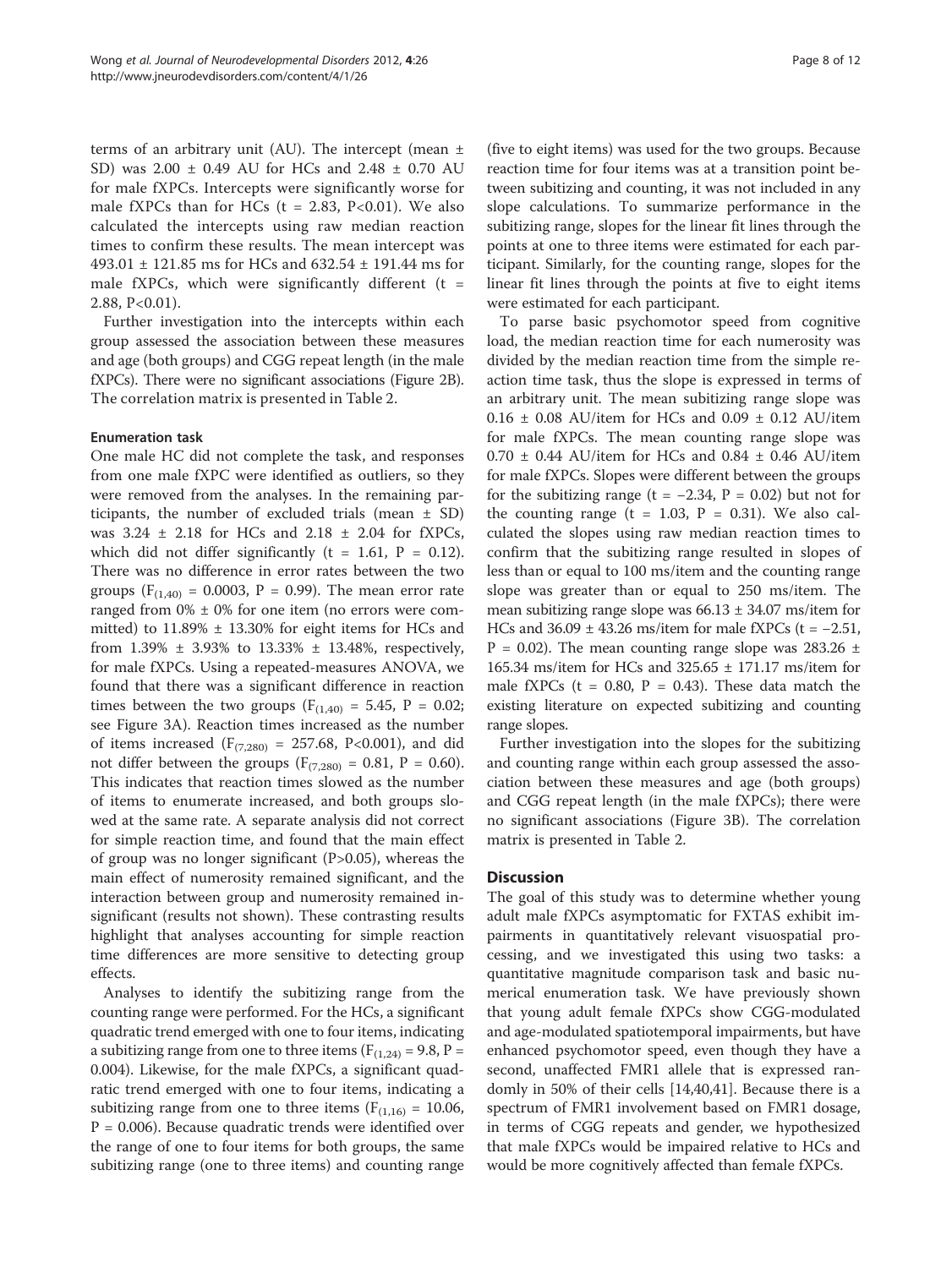terms of an arbitrary unit (AU). The intercept (mean ± SD) was 2.00 ± 0.49 AU for HCs and 2.48 ± 0.70 AU for male fXPCs. Intercepts were significantly worse for male fXPCs than for HCs (t = 2.83, P<0.01). We also calculated the intercepts using raw median reaction times to confirm these results. The mean intercept was 493.01 ± 121.85 ms for HCs and 632.54 ± 191.44 ms for male fXPCs, which were significantly different (t = 2.88, P<0.01).

Further investigation into the intercepts within each group assessed the association between these measures and age (both groups) and CGG repeat length (in the male fXPCs). There were no significant associations (Figure 2B). The correlation matrix is presented in Table 2.

#### Enumeration task

One male HC did not complete the task, and responses from one male fXPC were identified as outliers, so they were removed from the analyses. In the remaining participants, the number of excluded trials (mean ± SD) was 3.24 ± 2.18 for HCs and 2.18 ± 2.04 for fXPCs, which did not differ significantly (t = 1.61, P = 0.12). There was no difference in error rates between the two groups ($F_{(1,40)}$ = 0.0003, P = 0.99). The mean error rate ranged from 0% ± 0% for one item (no errors were committed) to 11.89% ± 13.30% for eight items for HCs and from 1.39% ± 3.93% to 13.33% ± 13.48%, respectively, for male fXPCs. Using a repeated-measures ANOVA, we found that there was a significant difference in reaction times between the two groups ($F_{(1,40)}$ = 5.45, P = 0.02; see Figure 3A). Reaction times increased as the number of items increased ($F_{(7,280)}$ = 257.68, P<0.001), and did not differ between the groups ($F_{(7,280)}$ = 0.81, P = 0.60). This indicates that reaction times slowed as the number of items to enumerate increased, and both groups slowed at the same rate. A separate analysis did not correct for simple reaction time, and found that the main effect of group was no longer significant (P>0.05), whereas the main effect of numerosity remained significant, and the interaction between group and numerosity remained insignificant (results not shown). These contrasting results highlight that analyses accounting for simple reaction time differences are more sensitive to detecting group effects.

Analyses to identify the subitizing range from the counting range were performed. For the HCs, a significant quadratic trend emerged with one to four items, indicating a subitizing range from one to three items ($F_{(1,24)}$ = 9.8, P = 0.004). Likewise, for the male fXPCs, a significant quadratic trend emerged with one to four items, indicating a subitizing range from one to three items ($F_{(1,16)}$ = 10.06, P = 0.006). Because quadratic trends were identified over the range of one to four items for both groups, the same subitizing range (one to three items) and counting range (five to eight items) was used for the two groups. Because reaction time for four items was at a transition point between subitizing and counting, it was not included in any slope calculations. To summarize performance in the subitizing range, slopes for the linear fit lines through the points at one to three items were estimated for each participant. Similarly, for the counting range, slopes for the linear fit lines through the points at five to eight items were estimated for each participant.

To parse basic psychomotor speed from cognitive load, the median reaction time for each numerosity was divided by the median reaction time from the simple reaction time task, thus the slope is expressed in terms of an arbitrary unit. The mean subitizing range slope was 0.16 ± 0.08 AU/item for HCs and 0.09 ± 0.12 AU/item for male fXPCs. The mean counting range slope was 0.70 ± 0.44 AU/item for HCs and 0.84 ± 0.46 AU/item for male fXPCs. Slopes were different between the groups for the subitizing range (t = −2.34, P = 0.02) but not for the counting range (t = 1.03, P = 0.31). We also calculated the slopes using raw median reaction times to confirm that the subitizing range resulted in slopes of less than or equal to 100 ms/item and the counting range slope was greater than or equal to 250 ms/item. The mean subitizing range slope was 66.13 ± 34.07 ms/item for HCs and 36.09 ± 43.26 ms/item for male fXPCs (t = −2.51, P = 0.02). The mean counting range slope was 283.26 ± 165.34 ms/item for HCs and 325.65 ± 171.17 ms/item for male fXPCs (t = 0.80, P = 0.43). These data match the existing literature on expected subitizing and counting range slopes.

Further investigation into the slopes for the subitizing and counting range within each group assessed the association between these measures and age (both groups) and CGG repeat length (in the male fXPCs); there were no significant associations (Figure 3B). The correlation matrix is presented in Table 2.

## Discussion

The goal of this study was to determine whether young adult male fXPCs asymptomatic for FXTAS exhibit impairments in quantitatively relevant visuospatial processing, and we investigated this using two tasks: a quantitative magnitude comparison task and basic numerical enumeration task. We have previously shown that young adult female fXPCs show CGG-modulated and age-modulated spatiotemporal impairments, but have enhanced psychomotor speed, even though they have a second, unaffected FMR1 allele that is expressed randomly in 50% of their cells [14,40,41]. Because there is a spectrum of FMR1 involvement based on FMR1 dosage, in terms of CGG repeats and gender, we hypothesized that male fXPCs would be impaired relative to HCs and would be more cognitively affected than female fXPCs.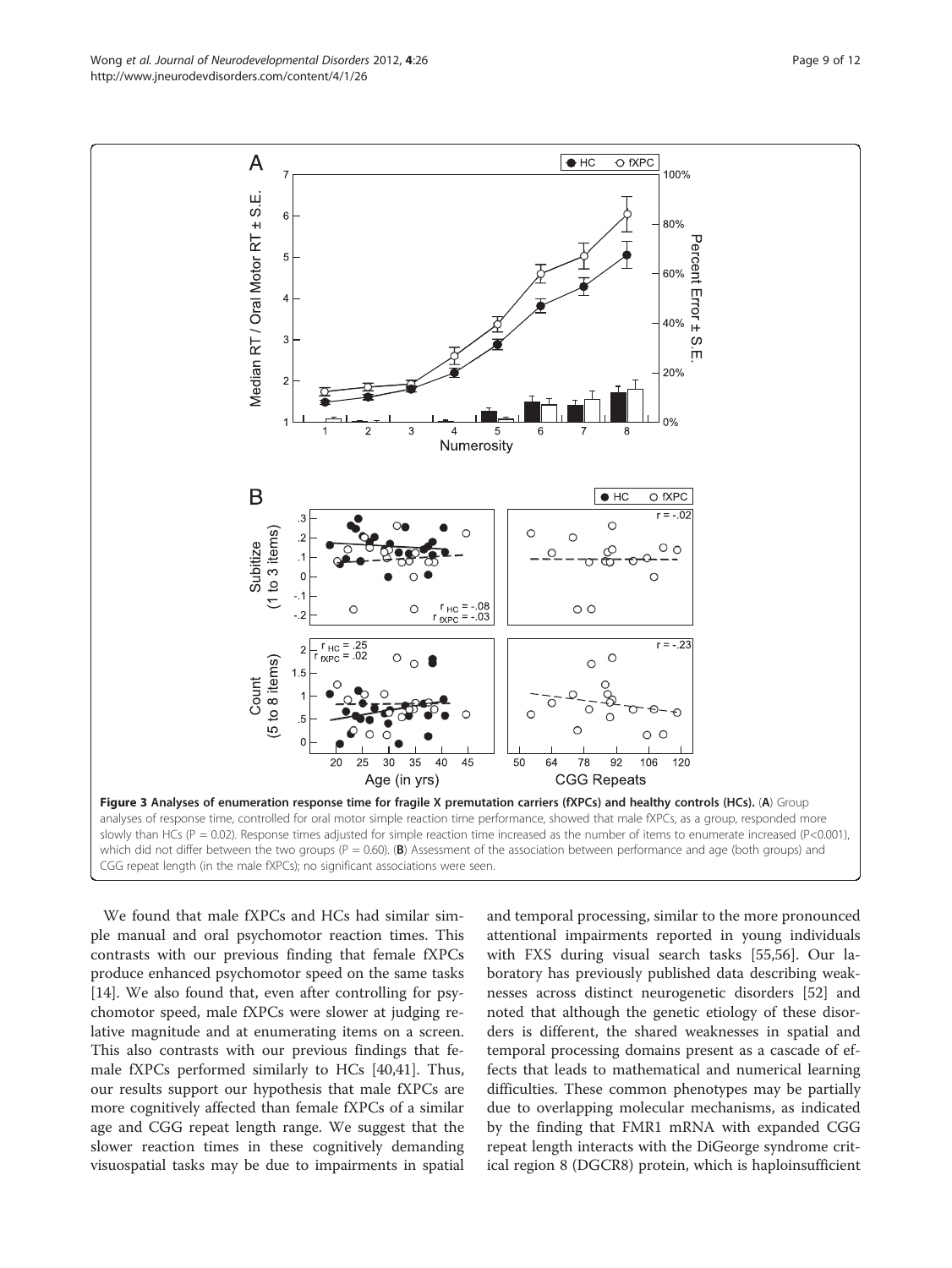**Figure 3 Analyses of enumeration response time for fragile X premutation carriers (fXPCs) and healthy controls (HCs).** (**A**) Group analyses of response time, controlled for oral motor simple reaction time performance, showed that male fXPCs, as a group, responded more slowly than HCs (P = 0.02). Response times adjusted for simple reaction time increased as the number of items to enumerate increased (P<0.001), which did not differ between the two groups (P = 0.60). (**B**) Assessment of the association between performance and age (both groups) and CGG repeat length (in the male fXPCs); no significant associations were seen.

We found that male fXPCs and HCs had similar simple manual and oral psychomotor reaction times. This contrasts with our previous finding that female fXPCs produce enhanced psychomotor speed on the same tasks [14]. We also found that, even after controlling for psychomotor speed, male fXPCs were slower at judging relative magnitude and at enumerating items on a screen. This also contrasts with our previous findings that female fXPCs performed similarly to HCs [40,41]. Thus, our results support our hypothesis that male fXPCs are more cognitively affected than female fXPCs of a similar age and CGG repeat length range. We suggest that the slower reaction times in these cognitively demanding visuospatial tasks may be due to impairments in spatial and temporal processing, similar to the more pronounced attentional impairments reported in young individuals with FXS during visual search tasks [55,56]. Our laboratory has previously published data describing weaknesses across distinct neurogenetic disorders [52] and noted that although the genetic etiology of these disorders is different, the shared weaknesses in spatial and temporal processing domains present as a cascade of effects that leads to mathematical and numerical learning difficulties. These common phenotypes may be partially due to overlapping molecular mechanisms, as indicated by the finding that FMR1 mRNA with expanded CGG repeat length interacts with the DiGeorge syndrome critical region 8 (DGCR8) protein, which is haploinsufficient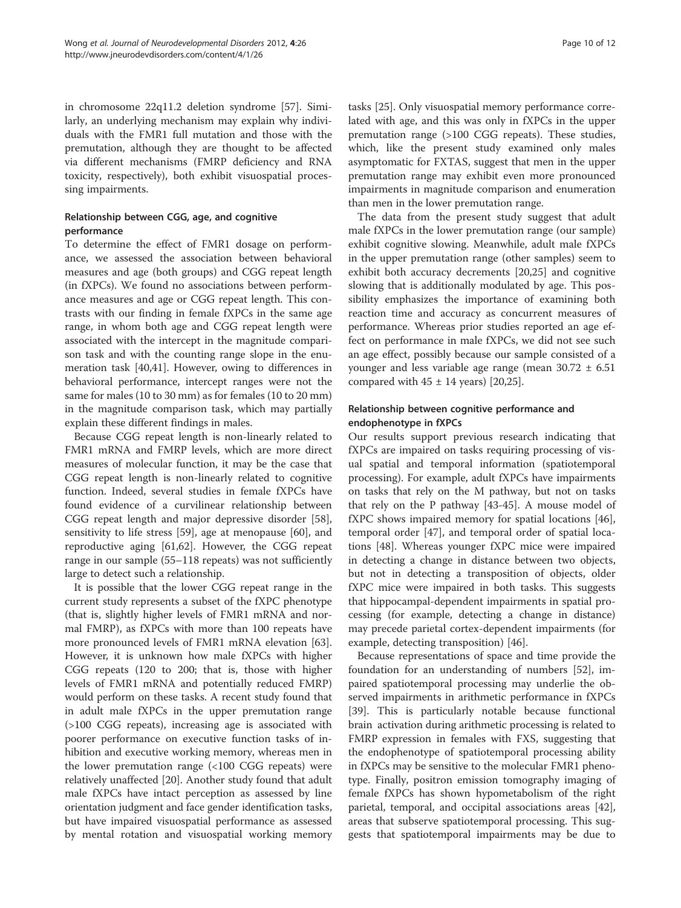in chromosome 22q11.2 deletion syndrome [57]. Similarly, an underlying mechanism may explain why individuals with the FMR1 full mutation and those with the premutation, although they are thought to be affected via different mechanisms (FMRP deficiency and RNA toxicity, respectively), both exhibit visuospatial processing impairments.

### Relationship between CGG, age, and cognitive performance

To determine the effect of FMR1 dosage on performance, we assessed the association between behavioral measures and age (both groups) and CGG repeat length (in fXPCs). We found no associations between performance measures and age or CGG repeat length. This contrasts with our finding in female fXPCs in the same age range, in whom both age and CGG repeat length were associated with the intercept in the magnitude comparison task and with the counting range slope in the enumeration task [40,41]. However, owing to differences in behavioral performance, intercept ranges were not the same for males (10 to 30 mm) as for females (10 to 20 mm) in the magnitude comparison task, which may partially explain these different findings in males.

Because CGG repeat length is non-linearly related to FMR1 mRNA and FMRP levels, which are more direct measures of molecular function, it may be the case that CGG repeat length is non-linearly related to cognitive function. Indeed, several studies in female fXPCs have found evidence of a curvilinear relationship between CGG repeat length and major depressive disorder [58], sensitivity to life stress [59], age at menopause [60], and reproductive aging [61,62]. However, the CGG repeat range in our sample (55–118 repeats) was not sufficiently large to detect such a relationship.

It is possible that the lower CGG repeat range in the current study represents a subset of the fXPC phenotype (that is, slightly higher levels of FMR1 mRNA and normal FMRP), as fXPCs with more than 100 repeats have more pronounced levels of FMR1 mRNA elevation [63]. However, it is unknown how male fXPCs with higher CGG repeats (120 to 200; that is, those with higher levels of FMR1 mRNA and potentially reduced FMRP) would perform on these tasks. A recent study found that in adult male fXPCs in the upper premutation range (>100 CGG repeats), increasing age is associated with poorer performance on executive function tasks of inhibition and executive working memory, whereas men in the lower premutation range (<100 CGG repeats) were relatively unaffected [20]. Another study found that adult male fXPCs have intact perception as assessed by line orientation judgment and face gender identification tasks, but have impaired visuospatial performance as assessed by mental rotation and visuospatial working memory tasks [25]. Only visuospatial memory performance correlated with age, and this was only in fXPCs in the upper premutation range (>100 CGG repeats). These studies, which, like the present study examined only males asymptomatic for FXTAS, suggest that men in the upper premutation range may exhibit even more pronounced impairments in magnitude comparison and enumeration than men in the lower premutation range.

The data from the present study suggest that adult male fXPCs in the lower premutation range (our sample) exhibit cognitive slowing. Meanwhile, adult male fXPCs in the upper premutation range (other samples) seem to exhibit both accuracy decrements [20,25] and cognitive slowing that is additionally modulated by age. This possibility emphasizes the importance of examining both reaction time and accuracy as concurrent measures of performance. Whereas prior studies reported an age effect on performance in male fXPCs, we did not see such an age effect, possibly because our sample consisted of a younger and less variable age range (mean $30.72 \pm 6.51$ compared with $45 \pm 14$ years) [20,25].

### Relationship between cognitive performance and endophenotype in fXPCs

Our results support previous research indicating that fXPCs are impaired on tasks requiring processing of visual spatial and temporal information (spatiotemporal processing). For example, adult fXPCs have impairments on tasks that rely on the M pathway, but not on tasks that rely on the P pathway [43-45]. A mouse model of fXPC shows impaired memory for spatial locations [46], temporal order [47], and temporal order of spatial locations [48]. Whereas younger fXPC mice were impaired in detecting a change in distance between two objects, but not in detecting a transposition of objects, older fXPC mice were impaired in both tasks. This suggests that hippocampal-dependent impairments in spatial processing (for example, detecting a change in distance) may precede parietal cortex-dependent impairments (for example, detecting transposition) [46].

Because representations of space and time provide the foundation for an understanding of numbers [52], impaired spatiotemporal processing may underlie the observed impairments in arithmetic performance in fXPCs [39]. This is particularly notable because functional brain activation during arithmetic processing is related to FMRP expression in females with FXS, suggesting that the endophenotype of spatiotemporal processing ability in fXPCs may be sensitive to the molecular FMR1 phenotype. Finally, positron emission tomography imaging of female fXPCs has shown hypometabolism of the right parietal, temporal, and occipital associations areas [42], areas that subserve spatiotemporal processing. This suggests that spatiotemporal impairments may be due to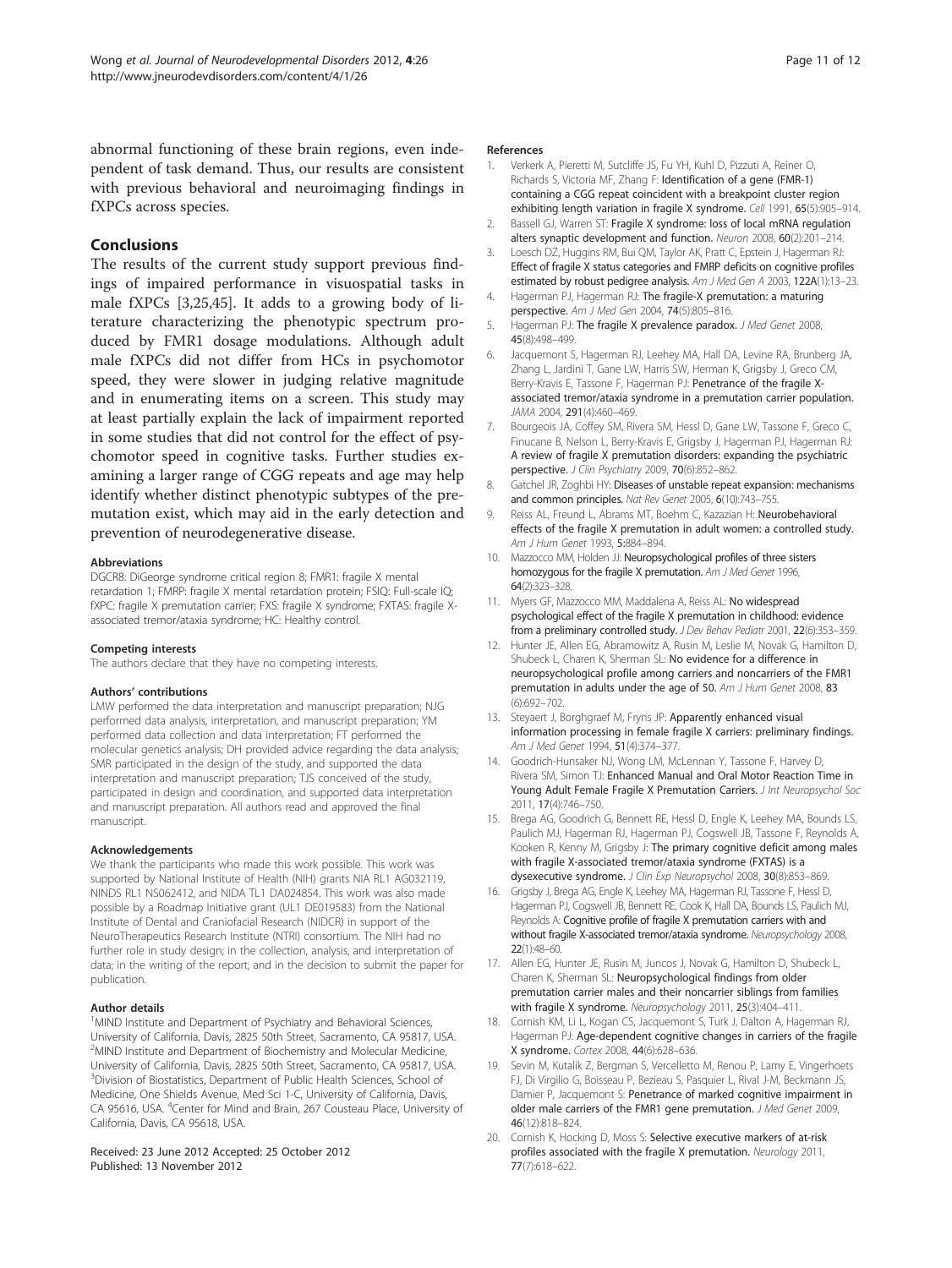abnormal functioning of these brain regions, even independent of task demand. Thus, our results are consistent with previous behavioral and neuroimaging findings in fXPCs across species.

## Conclusions

The results of the current study support previous findings of impaired performance in visuospatial tasks in male fXPCs [3,25,45]. It adds to a growing body of literature characterizing the phenotypic spectrum produced by FMR1 dosage modulations. Although adult male fXPCs did not differ from HCs in psychomotor speed, they were slower in judging relative magnitude and in enumerating items on a screen. This study may at least partially explain the lack of impairment reported in some studies that did not control for the effect of psychomotor speed in cognitive tasks. Further studies examining a larger range of CGG repeats and age may help identify whether distinct phenotypic subtypes of the premutation exist, which may aid in the early detection and prevention of neurodegenerative disease.

#### Abbreviations

DGCR8: DiGeorge syndrome critical region 8; FMR1: fragile X mental retardation 1; FMRP: fragile X mental retardation protein; FSIQ: Full-scale IQ; fXPC: fragile X premutation carrier; FXS: fragile X syndrome; FXTAS: fragile X-associated tremor/ataxia syndrome; HC: Healthy control.

#### Competing interests

The authors declare that they have no competing interests.

#### Authors' contributions

LMW performed the data interpretation and manuscript preparation; NJG performed data analysis, interpretation, and manuscript preparation; YM performed data collection and data interpretation; FT performed the molecular genetics analysis; DH provided advice regarding the data analysis; SMR participated in the design of the study, and supported the data interpretation and manuscript preparation; TJS conceived of the study, participated in design and coordination, and supported data interpretation and manuscript preparation. All authors read and approved the final manuscript.

#### Acknowledgements

We thank the participants who made this work possible. This work was supported by National Institute of Health (NIH) grants NIA RL1 AG032119, NINDS RL1 NS062412, and NIDA TL1 DA024854. This work was also made possible by a Roadmap Initiative grant (UL1 DE019583) from the National Institute of Dental and Craniofacial Research (NIDCR) in support of the NeuroTherapeutics Research Institute (NTRI) consortium. The NIH had no further role in study design; in the collection, analysis, and interpretation of data; in the writing of the report; and in the decision to submit the paper for publication.

#### Author details

[1]MIND Institute and Department of Psychiatry and Behavioral Sciences, University of California, Davis, 2825 50th Street, Sacramento, CA 95817, USA. [2]MIND Institute and Department of Biochemistry and Molecular Medicine, University of California, Davis, 2825 50th Street, Sacramento, CA 95817, USA. [3]Division of Biostatistics, Department of Public Health Sciences, School of Medicine, One Shields Avenue, Med Sci 1-C, University of California, Davis, CA 95616, USA. [4]Center for Mind and Brain, 267 Cousteau Place, University of California, Davis, CA 95618, USA.

Received: 23 June 2012 Accepted: 25 October 2012
Published: 13 November 2012

#### References

1. Verkerk A, Pieretti M, Sutcliffe JS, Fu YH, Kuhl D, Pizzuti A, Reiner O, Richards S, Victoria MF, Zhang F: **Identification of a gene (FMR-1) containing a CGG repeat coincident with a breakpoint cluster region exhibiting length variation in fragile X syndrome.** *Cell* 1991, **65**(5):905–914.
2. Bassell GJ, Warren ST: **Fragile X syndrome: loss of local mRNA regulation alters synaptic development and function.** *Neuron* 2008, **60**(2):201–214.
3. Loesch DZ, Huggins RM, Bui QM, Taylor AK, Pratt C, Epstein J, Hagerman RJ: **Effect of fragile X status categories and FMRP deficits on cognitive profiles estimated by robust pedigree analysis.** *Am J Med Gen A* 2003, **122A**(1):13–23.
4. Hagerman PJ, Hagerman RJ: **The fragile-X premutation: a maturing perspective.** *Am J Med Gen* 2004, **74**(5):805–816.
5. Hagerman PJ: **The fragile X prevalence paradox.** *J Med Genet* 2008, **45**(8):498–499.
6. Jacquemont S, Hagerman RJ, Leehey MA, Hall DA, Levine RA, Brunberg JA, Zhang L, Jardini T, Gane LW, Harris SW, Herman K, Grigsby J, Greco CM, Berry-Kravis E, Tassone F, Hagerman PJ: **Penetrance of the fragile X-associated tremor/ataxia syndrome in a premutation carrier population.** *JAMA* 2004, **291**(4):460–469.
7. Bourgeois JA, Coffey SM, Rivera SM, Hessl D, Gane LW, Tassone F, Greco C, Finucane B, Nelson L, Berry-Kravis E, Grigsby J, Hagerman PJ, Hagerman RJ: **A review of fragile X premutation disorders: expanding the psychiatric perspective.** *J Clin Psychiatry* 2009, **70**(6):852–862.
8. Gatchel JR, Zoghbi HY: **Diseases of unstable repeat expansion: mechanisms and common principles.** *Nat Rev Genet* 2005, **6**(10):743–755.
9. Reiss AL, Freund L, Abrams MT, Boehm C, Kazazian H: **Neurobehavioral effects of the fragile X premutation in adult women: a controlled study.** *Am J Hum Genet* 1993, **5**:884–894.
10. Mazzocco MM, Holden JJ: **Neuropsychological profiles of three sisters homozygous for the fragile X premutation.** *Am J Med Genet* 1996, **64**(2):323–328.
11. Myers GF, Mazzocco MM, Maddalena A, Reiss AL: **No widespread psychological effect of the fragile X premutation in childhood: evidence from a preliminary controlled study.** *J Dev Behav Pediatr* 2001, **22**(6):353–359.
12. Hunter JE, Allen EG, Abramowitz A, Rusin M, Leslie M, Novak G, Hamilton D, Shubeck L, Charen K, Sherman SL: **No evidence for a difference in neuropsychological profile among carriers and noncarriers of the FMR1 premutation in adults under the age of 50.** *Am J Hum Genet* 2008, **83**(6):692–702.
13. Steyaert J, Borghgraef M, Fryns JP: **Apparently enhanced visual information processing in female fragile X carriers: preliminary findings.** *Am J Med Genet* 1994, **51**(4):374–377.
14. Goodrich-Hunsaker NJ, Wong LM, McLennan Y, Tassone F, Harvey D, Rivera SM, Simon TJ: **Enhanced Manual and Oral Motor Reaction Time in Young Adult Female Fragile X Premutation Carriers.** *J Int Neuropsychol Soc* 2011, **17**(4):746–750.
15. Brega AG, Goodrich G, Bennett RE, Hessl D, Engle K, Leehey MA, Bounds LS, Paulich MJ, Hagerman RJ, Hagerman PJ, Cogswell JB, Tassone F, Reynolds A, Kooken R, Kenny M, Grigsby J: **The primary cognitive deficit among males with fragile X-associated tremor/ataxia syndrome (FXTAS) is a dysexecutive syndrome.** *J Clin Exp Neuropsychol* 2008, **30**(8):853–869.
16. Grigsby J, Brega AG, Engle K, Leehey MA, Hagerman RJ, Tassone F, Hessl D, Hagerman PJ, Cogswell JB, Bennett RE, Cook K, Hall DA, Bounds LS, Paulich MJ, Reynolds A: **Cognitive profile of fragile X premutation carriers with and without fragile X-associated tremor/ataxia syndrome.** *Neuropsychology* 2008, **22**(1):48–60.
17. Allen EG, Hunter JE, Rusin M, Juncos J, Novak G, Hamilton D, Shubeck L, Charen K, Sherman SL: **Neuropsychological findings from older premutation carrier males and their noncarrier siblings from families with fragile X syndrome.** *Neuropsychology* 2011, **25**(3):404–411.
18. Cornish KM, Li L, Kogan CS, Jacquemont S, Turk J, Dalton A, Hagerman RJ, Hagerman PJ: **Age-dependent cognitive changes in carriers of the fragile X syndrome.** *Cortex* 2008, **44**(6):628–636.
19. Sevin M, Kutalik Z, Bergman S, Vercelletto M, Renou P, Lamy E, Vingerhoets FJ, Di Virgilio G, Boisseau P, Bezieau S, Pasquier L, Rival J-M, Beckmann JS, Damier P, Jacquemont S: **Penetrance of marked cognitive impairment in older male carriers of the FMR1 gene premutation.** *J Med Genet* 2009, **46**(12):818–824.
20. Cornish K, Hocking D, Moss S: **Selective executive markers of at-risk profiles associated with the fragile X premutation.** *Neurology* 2011, **77**(7):618–622.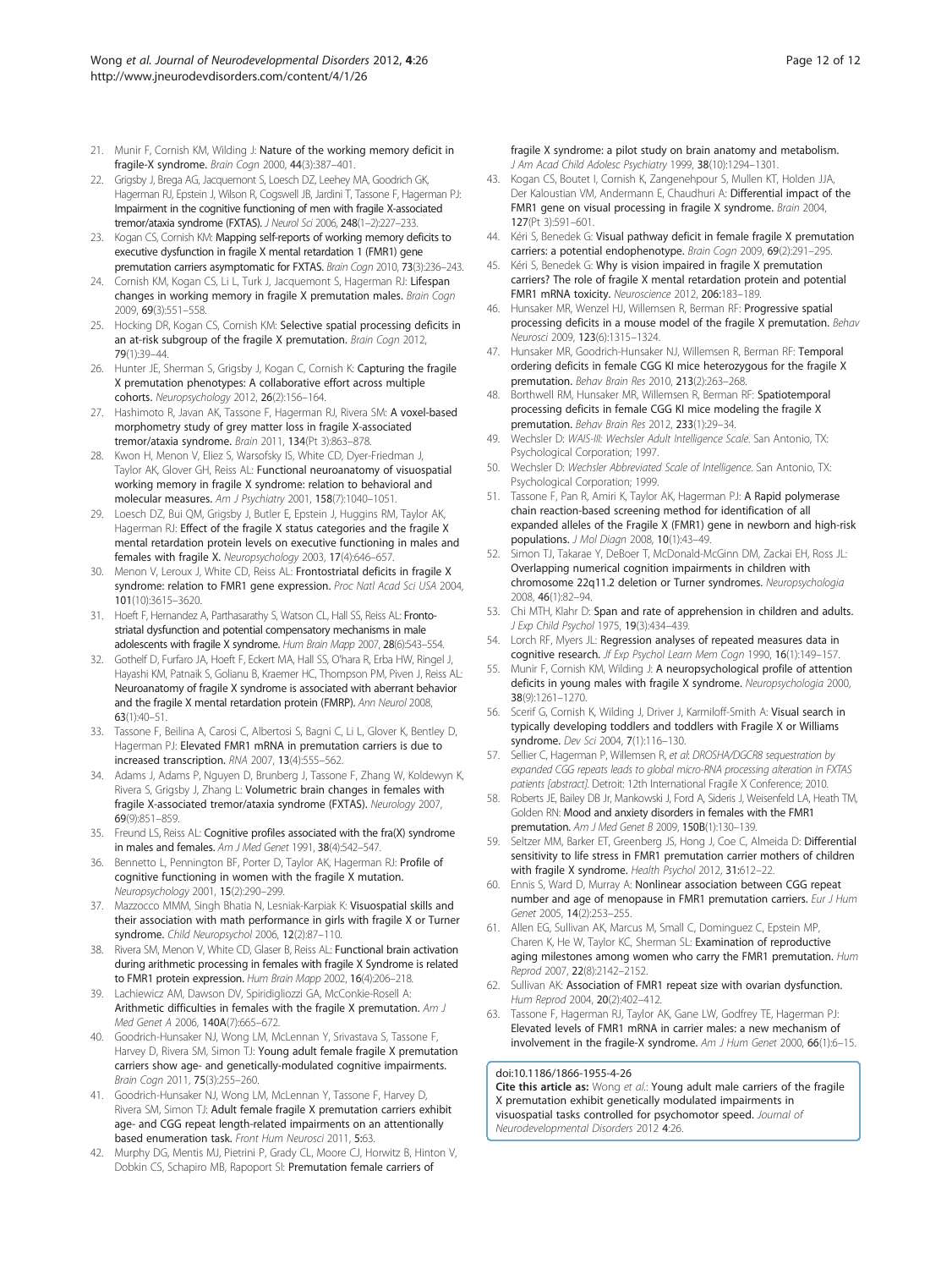21. Munir F, Cornish KM, Wilding J: **Nature of the working memory deficit in fragile-X syndrome.** *Brain Cogn* 2000, **44**(3):387–401.
22. Grigsby J, Brega AG, Jacquemont S, Loesch DZ, Leehey MA, Goodrich GK, Hagerman RJ, Epstein J, Wilson R, Cogswell JB, Jardini T, Tassone F, Hagerman PJ: **Impairment in the cognitive functioning of men with fragile X-associated tremor/ataxia syndrome (FXTAS).** *J Neurol Sci* 2006, **248**(1–2):227–233.
23. Kogan CS, Cornish KM: **Mapping self-reports of working memory deficits to executive dysfunction in fragile X mental retardation 1 (FMR1) gene premutation carriers asymptomatic for FXTAS.** *Brain Cogn* 2010, **73**(3):236–243.
24. Cornish KM, Kogan CS, Li L, Turk J, Jacquemont S, Hagerman RJ: **Lifespan changes in working memory in fragile X premutation males.** *Brain Cogn* 2009, **69**(3):551–558.
25. Hocking DR, Kogan CS, Cornish KM: **Selective spatial processing deficits in an at-risk subgroup of the fragile X premutation.** *Brain Cogn* 2012, **79**(1):39–44.
26. Hunter JE, Sherman S, Grigsby J, Kogan C, Cornish K: **Capturing the fragile X premutation phenotypes: A collaborative effort across multiple cohorts.** *Neuropsychology* 2012, **26**(2):156–164.
27. Hashimoto R, Javan AK, Tassone F, Hagerman RJ, Rivera SM: **A voxel-based morphometry study of grey matter loss in fragile X-associated tremor/ataxia syndrome.** *Brain* 2011, **134**(Pt 3):863–878.
28. Kwon H, Menon V, Eliez S, Warsofsky IS, White CD, Dyer-Friedman J, Taylor AK, Glover GH, Reiss AL: **Functional neuroanatomy of visuospatial working memory in fragile X syndrome: relation to behavioral and molecular measures.** *Am J Psychiatry* 2001, **158**(7):1040–1051.
29. Loesch DZ, Bui QM, Grigsby J, Butler E, Epstein J, Huggins RM, Taylor AK, Hagerman RJ: **Effect of the fragile X status categories and the fragile X mental retardation protein levels on executive functioning in males and females with fragile X.** *Neuropsychology* 2003, **17**(4):646–657.
30. Menon V, Leroux J, White CD, Reiss AL: **Frontostriatal deficits in fragile X syndrome: relation to FMR1 gene expression.** *Proc Natl Acad Sci USA* 2004, **101**(10):3615–3620.
31. Hoeft F, Hernandez A, Parthasarathy S, Watson CL, Hall SS, Reiss AL: **Fronto-striatal dysfunction and potential compensatory mechanisms in male adolescents with fragile X syndrome.** *Hum Brain Mapp* 2007, **28**(6):543–554.
32. Gothelf D, Furfaro JA, Hoeft F, Eckert MA, Hall SS, O'hara R, Erba HW, Ringel J, Hayashi KM, Patnaik S, Golianu B, Kraemer HC, Thompson PM, Piven J, Reiss AL: **Neuroanatomy of fragile X syndrome is associated with aberrant behavior and the fragile X mental retardation protein (FMRP).** *Ann Neurol* 2008, **63**(1):40–51.
33. Tassone F, Beilina A, Carosi C, Albertosi S, Bagni C, Li L, Glover K, Bentley D, Hagerman PJ: **Elevated FMR1 mRNA in premutation carriers is due to increased transcription.** *RNA* 2007, **13**(4):555–562.
34. Adams J, Adams P, Nguyen D, Brunberg J, Tassone F, Zhang W, Koldewyn K, Rivera S, Grigsby J, Zhang L: **Volumetric brain changes in females with fragile X-associated tremor/ataxia syndrome (FXTAS).** *Neurology* 2007, **69**(9):851–859.
35. Freund LS, Reiss AL: **Cognitive profiles associated with the fra(X) syndrome in males and females.** *Am J Med Genet* 1991, **38**(4):542–547.
36. Bennetto L, Pennington BF, Porter D, Taylor AK, Hagerman RJ: **Profile of cognitive functioning in women with the fragile X mutation.** *Neuropsychology* 2001, **15**(2):290–299.
37. Mazzocco MMM, Singh Bhatia N, Lesniak-Karpiak K: **Visuospatial skills and their association with math performance in girls with fragile X or Turner syndrome.** *Child Neuropsychol* 2006, **12**(2):87–110.
38. Rivera SM, Menon V, White CD, Glaser B, Reiss AL: **Functional brain activation during arithmetic processing in females with fragile X Syndrome is related to FMR1 protein expression.** *Hum Brain Mapp* 2002, **16**(4):206–218.
39. Lachiewicz AM, Dawson DV, Spiridigliozzi GA, McConkie-Rosell A: **Arithmetic difficulties in females with the fragile X premutation.** *Am J Med Genet A* 2006, **140A**(7):665–672.
40. Goodrich-Hunsaker NJ, Wong LM, McLennan Y, Srivastava S, Tassone F, Harvey D, Rivera SM, Simon TJ: **Young adult female fragile X premutation carriers show age- and genetically-modulated cognitive impairments.** *Brain Cogn* 2011, **75**(3):255–260.
41. Goodrich-Hunsaker NJ, Wong LM, McLennan Y, Tassone F, Harvey D, Rivera SM, Simon TJ: **Adult female fragile X premutation carriers exhibit age- and CGG repeat length-related impairments on an attentionally based enumeration task.** *Front Hum Neurosci* 2011, **5**:63.
42. Murphy DG, Mentis MJ, Pietrini P, Grady CL, Moore CJ, Horwitz B, Hinton V, Dobkin CS, Schapiro MB, Rapoport SI: **Premutation female carriers of fragile X syndrome: a pilot study on brain anatomy and metabolism.** *J Am Acad Child Adolesc Psychiatry* 1999, **38**(10):1294–1301.
43. Kogan CS, Boutet I, Cornish K, Zangenehpour S, Mullen KT, Holden JJA, Der Kaloustian VM, Andermann E, Chaudhuri A: **Differential impact of the FMR1 gene on visual processing in fragile X syndrome.** *Brain* 2004, **127**(Pt 3):591–601.
44. Kéri S, Benedek G: **Visual pathway deficit in female fragile X premutation carriers: a potential endophenotype.** *Brain Cogn* 2009, **69**(2):291–295.
45. Kéri S, Benedek G: **Why is vision impaired in fragile X premutation carriers? The role of fragile X mental retardation protein and potential FMR1 mRNA toxicity.** *Neuroscience* 2012, **206**:183–189.
46. Hunsaker MR, Wenzel HJ, Willemsen R, Berman RF: **Progressive spatial processing deficits in a mouse model of the fragile X premutation.** *Behav Neurosci* 2009, **123**(6):1315–1324.
47. Hunsaker MR, Goodrich-Hunsaker NJ, Willemsen R, Berman RF: **Temporal ordering deficits in female CGG KI mice heterozygous for the fragile X premutation.** *Behav Brain Res* 2010, **213**(2):263–268.
48. Borthwell RM, Hunsaker MR, Willemsen R, Berman RF: **Spatiotemporal processing deficits in female CGG KI mice modeling the fragile X premutation.** *Behav Brain Res* 2012, **233**(1):29–34.
49. Wechsler D: *WAIS-III: Wechsler Adult Intelligence Scale*. San Antonio, TX: Psychological Corporation; 1997.
50. Wechsler D: *Wechsler Abbreviated Scale of Intelligence*. San Antonio, TX: Psychological Corporation; 1999.
51. Tassone F, Pan R, Amiri K, Taylor AK, Hagerman PJ: **A Rapid polymerase chain reaction-based screening method for identification of all expanded alleles of the Fragile X (FMR1) gene in newborn and high-risk populations.** *J Mol Diagn* 2008, **10**(1):43–49.
52. Simon TJ, Takarae Y, DeBoer T, McDonald-McGinn DM, Zackai EH, Ross JL: **Overlapping numerical cognition impairments in children with chromosome 22q11.2 deletion or Turner syndromes.** *Neuropsychologia* 2008, **46**(1):82–94.
53. Chi MTH, Klahr D: **Span and rate of apprehension in children and adults.** *J Exp Child Psychol* 1975, **19**(3):434–439.
54. Lorch RF, Myers JL: **Regression analyses of repeated measures data in cognitive research.** *Jf Exp Psychol Learn Mem Cogn* 1990, **16**(1):149–157.
55. Munir F, Cornish KM, Wilding J: **A neuropsychological profile of attention deficits in young males with fragile X syndrome.** *Neuropsychologia* 2000, **38**(9):1261–1270.
56. Scerif G, Cornish K, Wilding J, Driver J, Karmiloff-Smith A: **Visual search in typically developing toddlers and toddlers with Fragile X or Williams syndrome.** *Dev Sci* 2004, **7**(1):116–130.
57. Sellier C, Hagerman P, Willemsen R, *et al*: *DROSHA/DGCR8 sequestration by expanded CGG repeats leads to global micro-RNA processing alteration in FXTAS patients [abstract]*. Detroit: 12th International Fragile X Conference; 2010.
58. Roberts JE, Bailey DB Jr, Mankowski J, Ford A, Sideris J, Weisenfeld LA, Heath TM, Golden RN: **Mood and anxiety disorders in females with the FMR1 premutation.** *Am J Med Genet B* 2009, **150B**(1):130–139.
59. Seltzer MM, Barker ET, Greenberg JS, Hong J, Coe C, Almeida D: **Differential sensitivity to life stress in FMR1 premutation carrier mothers of children with fragile X syndrome.** *Health Psychol* 2012, **31**:612–22.
60. Ennis S, Ward D, Murray A: **Nonlinear association between CGG repeat number and age of menopause in FMR1 premutation carriers.** *Eur J Hum Genet* 2005, **14**(2):253–255.
61. Allen EG, Sullivan AK, Marcus M, Small C, Dominguez C, Epstein MP, Charen K, He W, Taylor KC, Sherman SL: **Examination of reproductive aging milestones among women who carry the FMR1 premutation.** *Hum Reprod* 2007, **22**(8):2142–2152.
62. Sullivan AK: **Association of FMR1 repeat size with ovarian dysfunction.** *Hum Reprod* 2004, **20**(2):402–412.
63. Tassone F, Hagerman RJ, Taylor AK, Gane LW, Godfrey TE, Hagerman PJ: **Elevated levels of FMR1 mRNA in carrier males: a new mechanism of involvement in the fragile-X syndrome.** *Am J Hum Genet* 2000, **66**(1):6–15.

doi:10.1186/1866-1955-4-26

**Cite this article as:** Wong *et al.*: Young adult male carriers of the fragile X premutation exhibit genetically modulated impairments in visuospatial tasks controlled for psychomotor speed. *Journal of Neurodevelopmental Disorders* 2012 **4**:26.